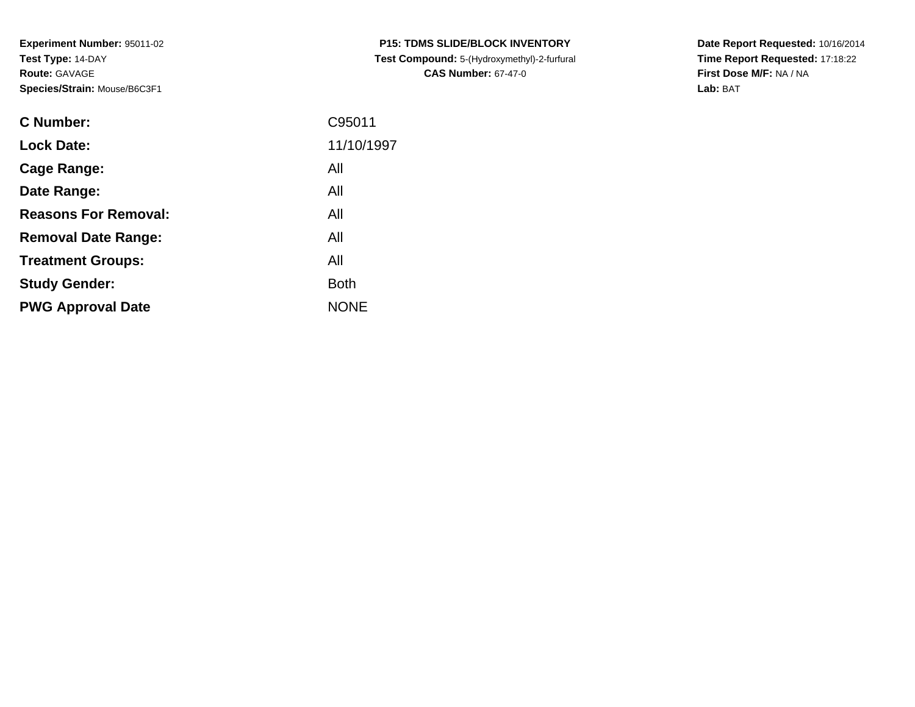**Experiment Number:** 95011-02
**Test Type:** 14-DAY
**Route:** GAVAGE
**Species/Strain:** Mouse/B6C3F1

**P15: TDMS SLIDE/BLOCK INVENTORY**
**Test Compound:** 5-(Hydroxymethyl)-2-furfural
**CAS Number:** 67-47-0

**Date Report Requested:** 10/16/2014
**Time Report Requested:** 17:18:22
**First Dose M/F:** NA / NA
**Lab:** BAT

| | |
|---|---|
| **C Number:** | C95011 |
| **Lock Date:** | 11/10/1997 |
| **Cage Range:** | All |
| **Date Range:** | All |
| **Reasons For Removal:** | All |
| **Removal Date Range:** | All |
| **Treatment Groups:** | All |
| **Study Gender:** | Both |
| **PWG Approval Date** | NONE |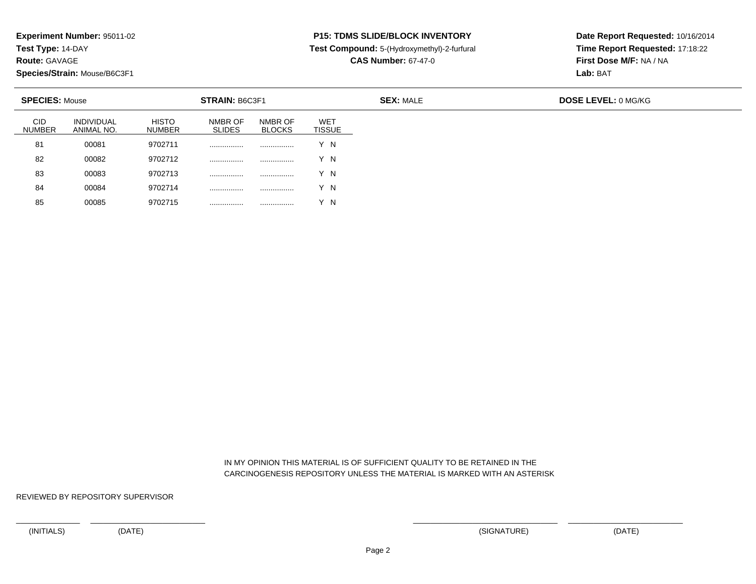**Experiment Number:** 95011-02
**Test Type:** 14-DAY
**Route:** GAVAGE
**Species/Strain:** Mouse/B6C3F1

**P15: TDMS SLIDE/BLOCK INVENTORY**
**Test Compound:** 5-(Hydroxymethyl)-2-furfural
**CAS Number:** 67-47-0

**Date Report Requested:** 10/16/2014
**Time Report Requested:** 17:18:22
**First Dose M/F:** NA / NA
**Lab:** BAT

**SPECIES:** Mouse **STRAIN:** B6C3F1 **SEX:** MALE **DOSE LEVEL:** 0 MG/KG

| CID NUMBER | INDIVIDUAL ANIMAL NO. | HISTO NUMBER | NMBR OF SLIDES | NMBR OF BLOCKS | WET TISSUE |
|---|---|---|---|---|---|
| 81 | 00081 | 9702711 | ................ | ................ | Y N |
| 82 | 00082 | 9702712 | ................ | ................ | Y N |
| 83 | 00083 | 9702713 | ................ | ................ | Y N |
| 84 | 00084 | 9702714 | ................ | ................ | Y N |
| 85 | 00085 | 9702715 | ................ | ................ | Y N |

IN MY OPINION THIS MATERIAL IS OF SUFFICIENT QUALITY TO BE RETAINED IN THE CARCINOGENESIS REPOSITORY UNLESS THE MATERIAL IS MARKED WITH AN ASTERISK

REVIEWED BY REPOSITORY SUPERVISOR

(INITIALS) (DATE) (SIGNATURE) (DATE)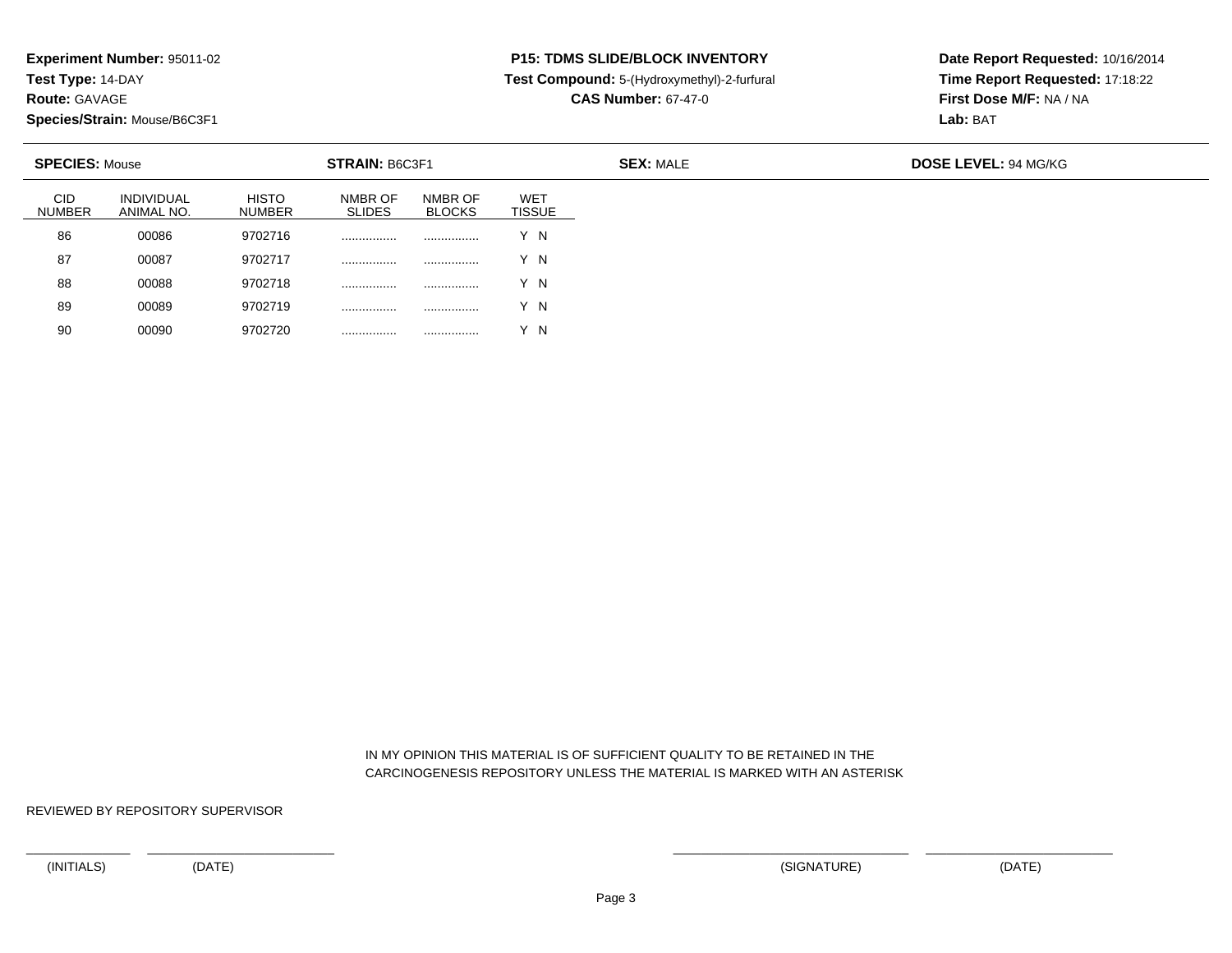**Experiment Number:** 95011-02
**Test Type:** 14-DAY
**Route:** GAVAGE
**Species/Strain:** Mouse/B6C3F1

**P15: TDMS SLIDE/BLOCK INVENTORY**
**Test Compound:** 5-(Hydroxymethyl)-2-furfural
**CAS Number:** 67-47-0

**Date Report Requested:** 10/16/2014
**Time Report Requested:** 17:18:22
**First Dose M/F:** NA / NA
**Lab:** BAT

**SPECIES:** Mouse | **STRAIN:** B6C3F1 | **SEX:** MALE | **DOSE LEVEL:** 94 MG/KG

| CID NUMBER | INDIVIDUAL ANIMAL NO. | HISTO NUMBER | NMBR OF SLIDES | NMBR OF BLOCKS | WET TISSUE |
|---|---|---|---|---|---|
| 86 | 00086 | 9702716 | ................ | ................ | Y N |
| 87 | 00087 | 9702717 | ................ | ................ | Y N |
| 88 | 00088 | 9702718 | ................ | ................ | Y N |
| 89 | 00089 | 9702719 | ................ | ................ | Y N |
| 90 | 00090 | 9702720 | ................ | ................ | Y N |

IN MY OPINION THIS MATERIAL IS OF SUFFICIENT QUALITY TO BE RETAINED IN THE CARCINOGENESIS REPOSITORY UNLESS THE MATERIAL IS MARKED WITH AN ASTERISK

REVIEWED BY REPOSITORY SUPERVISOR

(INITIALS) (DATE) (SIGNATURE) (DATE)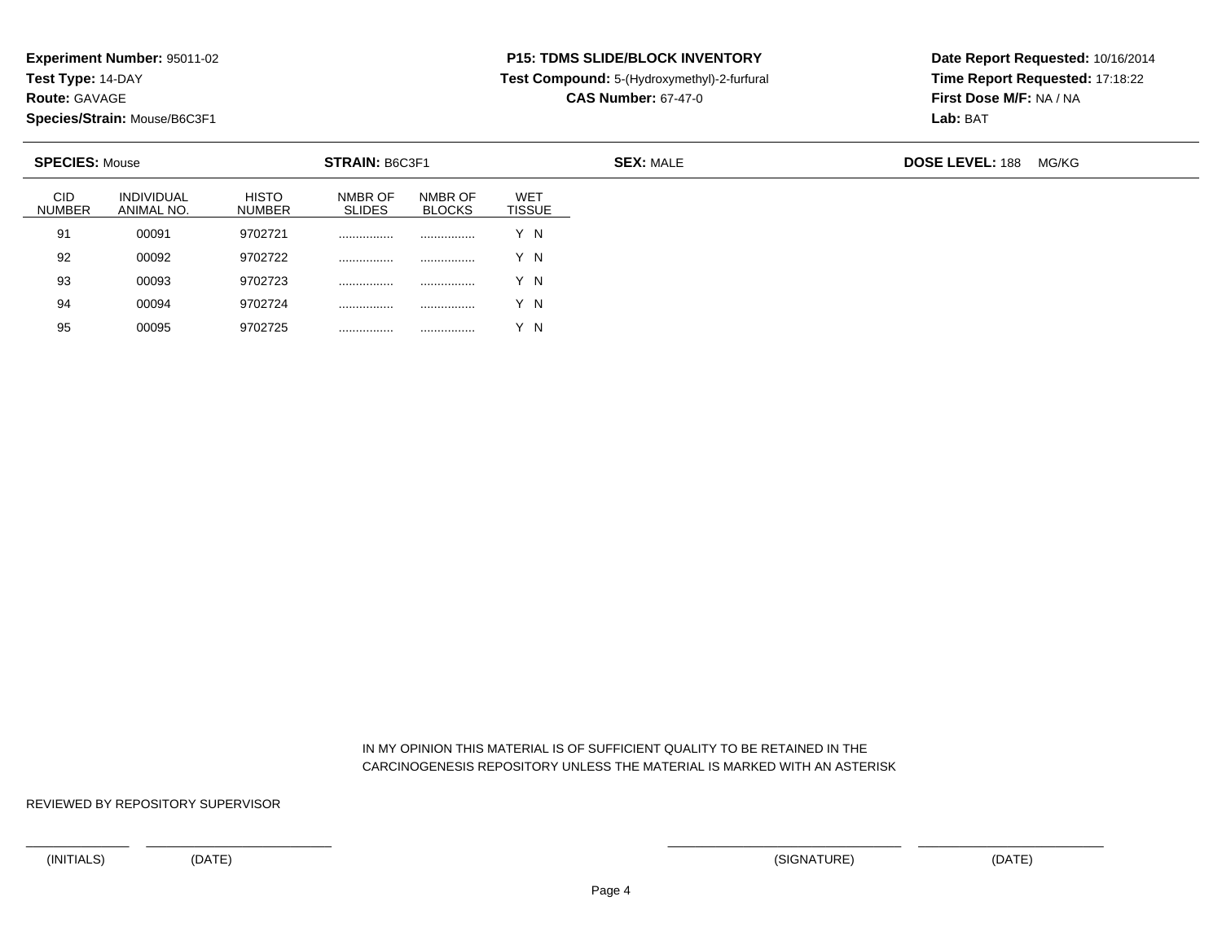**Experiment Number:** 95011-02
**Test Type:** 14-DAY
**Route:** GAVAGE
**Species/Strain:** Mouse/B6C3F1

**P15: TDMS SLIDE/BLOCK INVENTORY**
**Test Compound:** 5-(Hydroxymethyl)-2-furfural
**CAS Number:** 67-47-0

**Date Report Requested:** 10/16/2014
**Time Report Requested:** 17:18:22
**First Dose M/F:** NA / NA
**Lab:** BAT

**SPECIES:** Mouse **STRAIN:** B6C3F1 **SEX:** MALE **DOSE LEVEL:** 188 MG/KG

| CID NUMBER | INDIVIDUAL ANIMAL NO. | HISTO NUMBER | NMBR OF SLIDES | NMBR OF BLOCKS | WET TISSUE |
|---|---|---|---|---|---|
| 91 | 00091 | 9702721 | ................ | ................ | Y N |
| 92 | 00092 | 9702722 | ................ | ................ | Y N |
| 93 | 00093 | 9702723 | ................ | ................ | Y N |
| 94 | 00094 | 9702724 | ................ | ................ | Y N |
| 95 | 00095 | 9702725 | ................ | ................ | Y N |

IN MY OPINION THIS MATERIAL IS OF SUFFICIENT QUALITY TO BE RETAINED IN THE CARCINOGENESIS REPOSITORY UNLESS THE MATERIAL IS MARKED WITH AN ASTERISK

REVIEWED BY REPOSITORY SUPERVISOR

(INITIALS) (DATE) (SIGNATURE) (DATE)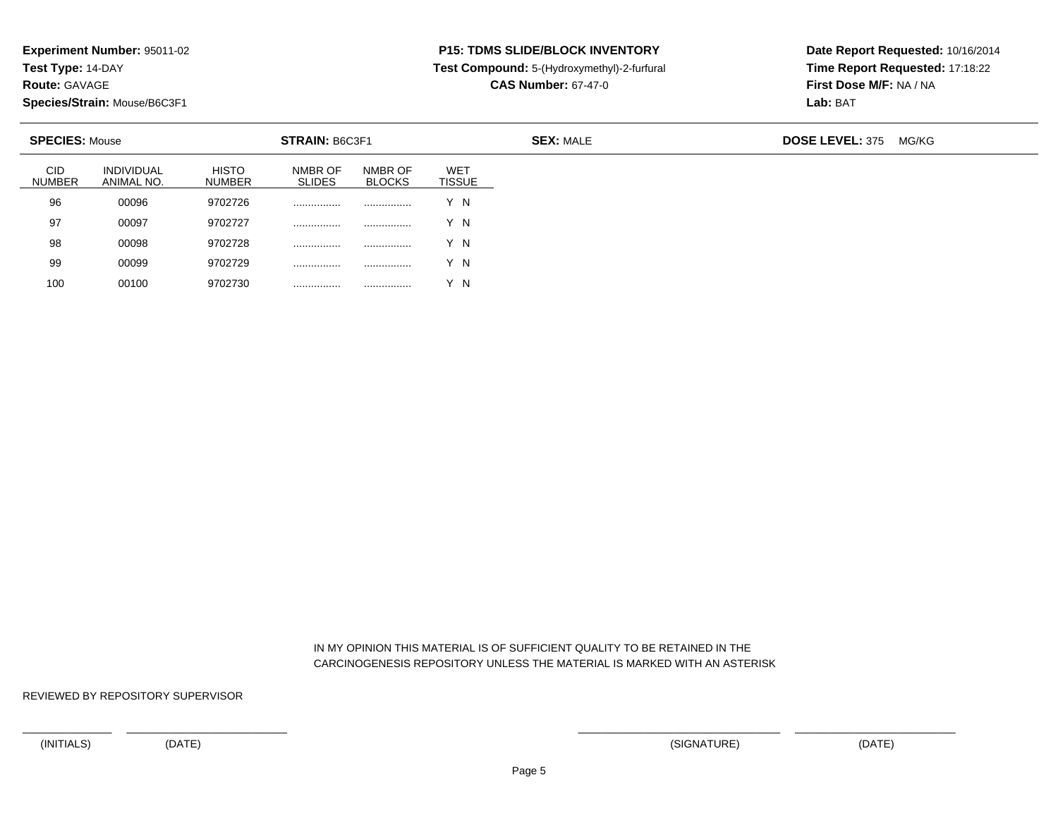**Experiment Number:** 95011-02
**Test Type:** 14-DAY
**Route:** GAVAGE
**Species/Strain:** Mouse/B6C3F1

**P15: TDMS SLIDE/BLOCK INVENTORY**
**Test Compound:** 5-(Hydroxymethyl)-2-furfural
**CAS Number:** 67-47-0

**Date Report Requested:** 10/16/2014
**Time Report Requested:** 17:18:22
**First Dose M/F:** NA / NA
**Lab:** BAT

**SPECIES:** Mouse **STRAIN:** B6C3F1 **SEX:** MALE **DOSE LEVEL:** 375 MG/KG

| CID NUMBER | INDIVIDUAL ANIMAL NO. | HISTO NUMBER | NMBR OF SLIDES | NMBR OF BLOCKS | WET TISSUE |
|---|---|---|---|---|---|
| 96 | 00096 | 9702726 | ................ | ................ | Y N |
| 97 | 00097 | 9702727 | ................ | ................ | Y N |
| 98 | 00098 | 9702728 | ................ | ................ | Y N |
| 99 | 00099 | 9702729 | ................ | ................ | Y N |
| 100 | 00100 | 9702730 | ................ | ................ | Y N |

IN MY OPINION THIS MATERIAL IS OF SUFFICIENT QUALITY TO BE RETAINED IN THE CARCINOGENESIS REPOSITORY UNLESS THE MATERIAL IS MARKED WITH AN ASTERISK

REVIEWED BY REPOSITORY SUPERVISOR

(INITIALS) (DATE) (SIGNATURE) (DATE)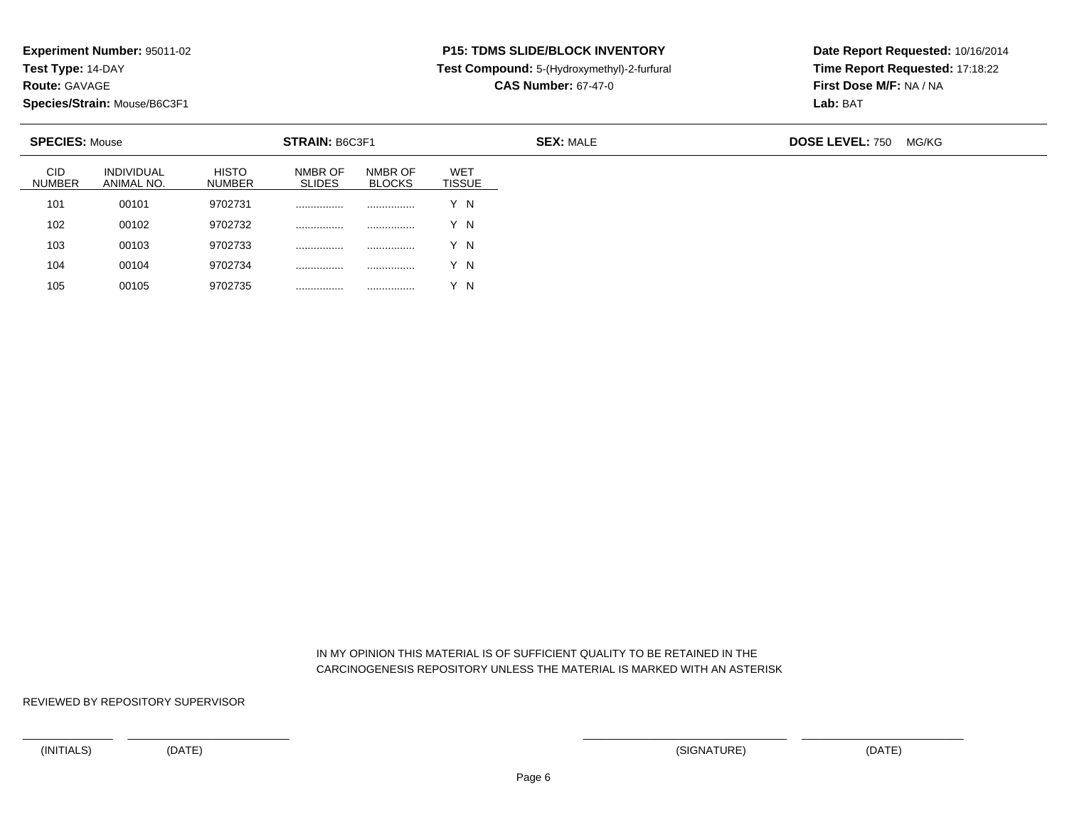**Experiment Number:** 95011-02
**Test Type:** 14-DAY
**Route:** GAVAGE
**Species/Strain:** Mouse/B6C3F1

**P15: TDMS SLIDE/BLOCK INVENTORY**
**Test Compound:** 5-(Hydroxymethyl)-2-furfural
**CAS Number:** 67-47-0

**Date Report Requested:** 10/16/2014
**Time Report Requested:** 17:18:22
**First Dose M/F:** NA / NA
**Lab:** BAT

**SPECIES:** Mouse | **STRAIN:** B6C3F1 | **SEX:** MALE | **DOSE LEVEL:** 750 MG/KG

| CID NUMBER | INDIVIDUAL ANIMAL NO. | HISTO NUMBER | NMBR OF SLIDES | NMBR OF BLOCKS | WET TISSUE |
|---|---|---|---|---|---|
| 101 | 00101 | 9702731 | ................ | ................ | Y N |
| 102 | 00102 | 9702732 | ................ | ................ | Y N |
| 103 | 00103 | 9702733 | ................ | ................ | Y N |
| 104 | 00104 | 9702734 | ................ | ................ | Y N |
| 105 | 00105 | 9702735 | ................ | ................ | Y N |

IN MY OPINION THIS MATERIAL IS OF SUFFICIENT QUALITY TO BE RETAINED IN THE CARCINOGENESIS REPOSITORY UNLESS THE MATERIAL IS MARKED WITH AN ASTERISK

REVIEWED BY REPOSITORY SUPERVISOR

(INITIALS) (DATE) (SIGNATURE) (DATE)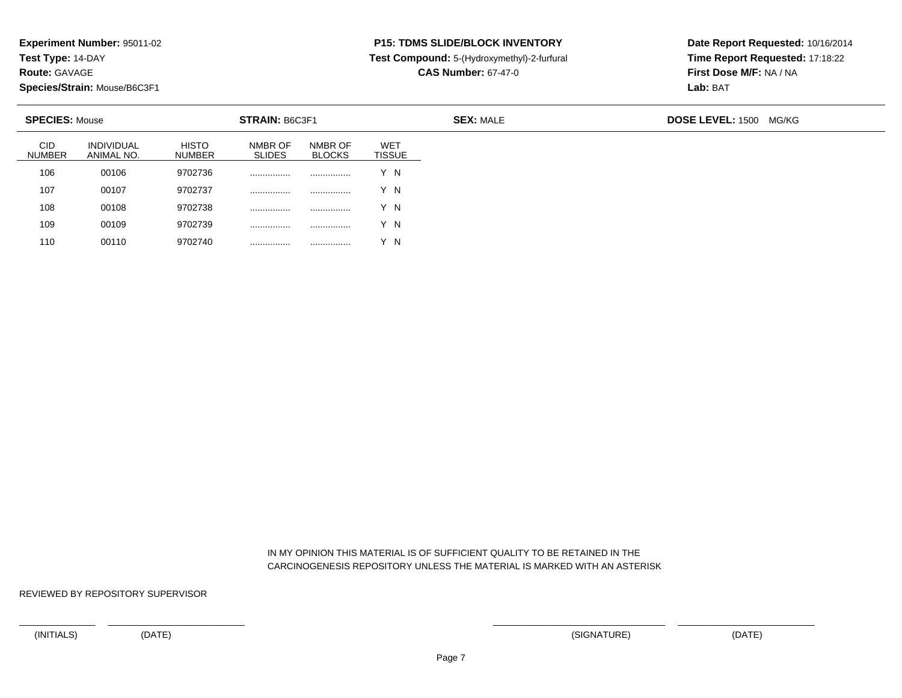**Experiment Number:** 95011-02
**Test Type:** 14-DAY
**Route:** GAVAGE
**Species/Strain:** Mouse/B6C3F1

**P15: TDMS SLIDE/BLOCK INVENTORY**
**Test Compound:** 5-(Hydroxymethyl)-2-furfural
**CAS Number:** 67-47-0

**Date Report Requested:** 10/16/2014
**Time Report Requested:** 17:18:22
**First Dose M/F:** NA / NA
**Lab:** BAT

**SPECIES:** Mouse **STRAIN:** B6C3F1 **SEX:** MALE **DOSE LEVEL:** 1500 MG/KG

| CID NUMBER | INDIVIDUAL ANIMAL NO. | HISTO NUMBER | NMBR OF SLIDES | NMBR OF BLOCKS | WET TISSUE |
|---|---|---|---|---|---|
| 106 | 00106 | 9702736 | ................ | ................ | Y N |
| 107 | 00107 | 9702737 | ................ | ................ | Y N |
| 108 | 00108 | 9702738 | ................ | ................ | Y N |
| 109 | 00109 | 9702739 | ................ | ................ | Y N |
| 110 | 00110 | 9702740 | ................ | ................ | Y N |

IN MY OPINION THIS MATERIAL IS OF SUFFICIENT QUALITY TO BE RETAINED IN THE CARCINOGENESIS REPOSITORY UNLESS THE MATERIAL IS MARKED WITH AN ASTERISK

REVIEWED BY REPOSITORY SUPERVISOR

(INITIALS) (DATE) (SIGNATURE) (DATE)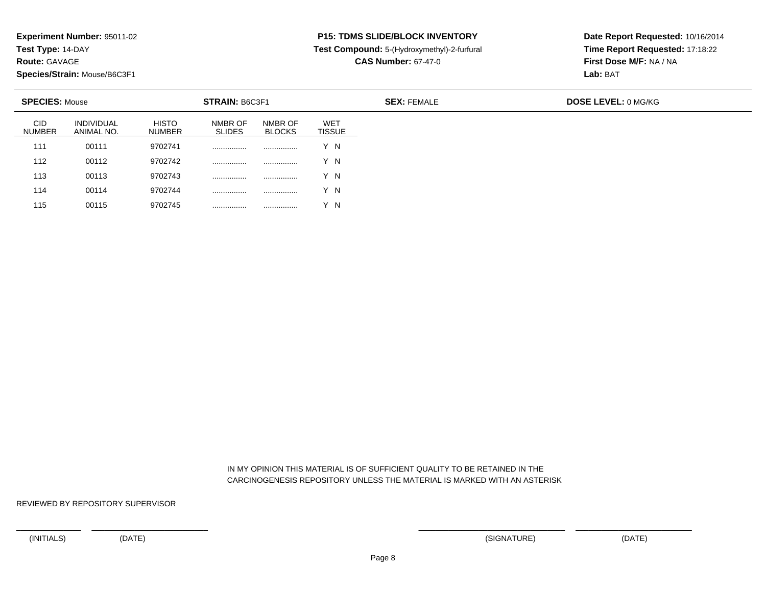**Experiment Number:** 95011-02
**Test Type:** 14-DAY
**Route:** GAVAGE
**Species/Strain:** Mouse/B6C3F1

**P15: TDMS SLIDE/BLOCK INVENTORY**
**Test Compound:** 5-(Hydroxymethyl)-2-furfural
**CAS Number:** 67-47-0

**Date Report Requested:** 10/16/2014
**Time Report Requested:** 17:18:22
**First Dose M/F:** NA / NA
**Lab:** BAT

**SPECIES:** Mouse **STRAIN:** B6C3F1 **SEX:** FEMALE **DOSE LEVEL:** 0 MG/KG

| CID NUMBER | INDIVIDUAL ANIMAL NO. | HISTO NUMBER | NMBR OF SLIDES | NMBR OF BLOCKS | WET TISSUE |
|---|---|---|---|---|---|
| 111 | 00111 | 9702741 | ................ | ................ | Y N |
| 112 | 00112 | 9702742 | ................ | ................ | Y N |
| 113 | 00113 | 9702743 | ................ | ................ | Y N |
| 114 | 00114 | 9702744 | ................ | ................ | Y N |
| 115 | 00115 | 9702745 | ................ | ................ | Y N |

IN MY OPINION THIS MATERIAL IS OF SUFFICIENT QUALITY TO BE RETAINED IN THE CARCINOGENESIS REPOSITORY UNLESS THE MATERIAL IS MARKED WITH AN ASTERISK

REVIEWED BY REPOSITORY SUPERVISOR

\_\_\_\_\_\_\_\_\_\_\_\_ \_\_\_\_\_\_\_\_\_\_\_\_\_\_\_\_\_\_\_\_ \_\_\_\_\_\_\_\_\_\_\_\_\_\_\_\_\_\_\_\_\_\_\_\_ \_\_\_\_\_\_\_\_\_\_\_\_\_\_\_\_\_\_\_\_

(INITIALS) (DATE) (SIGNATURE) (DATE)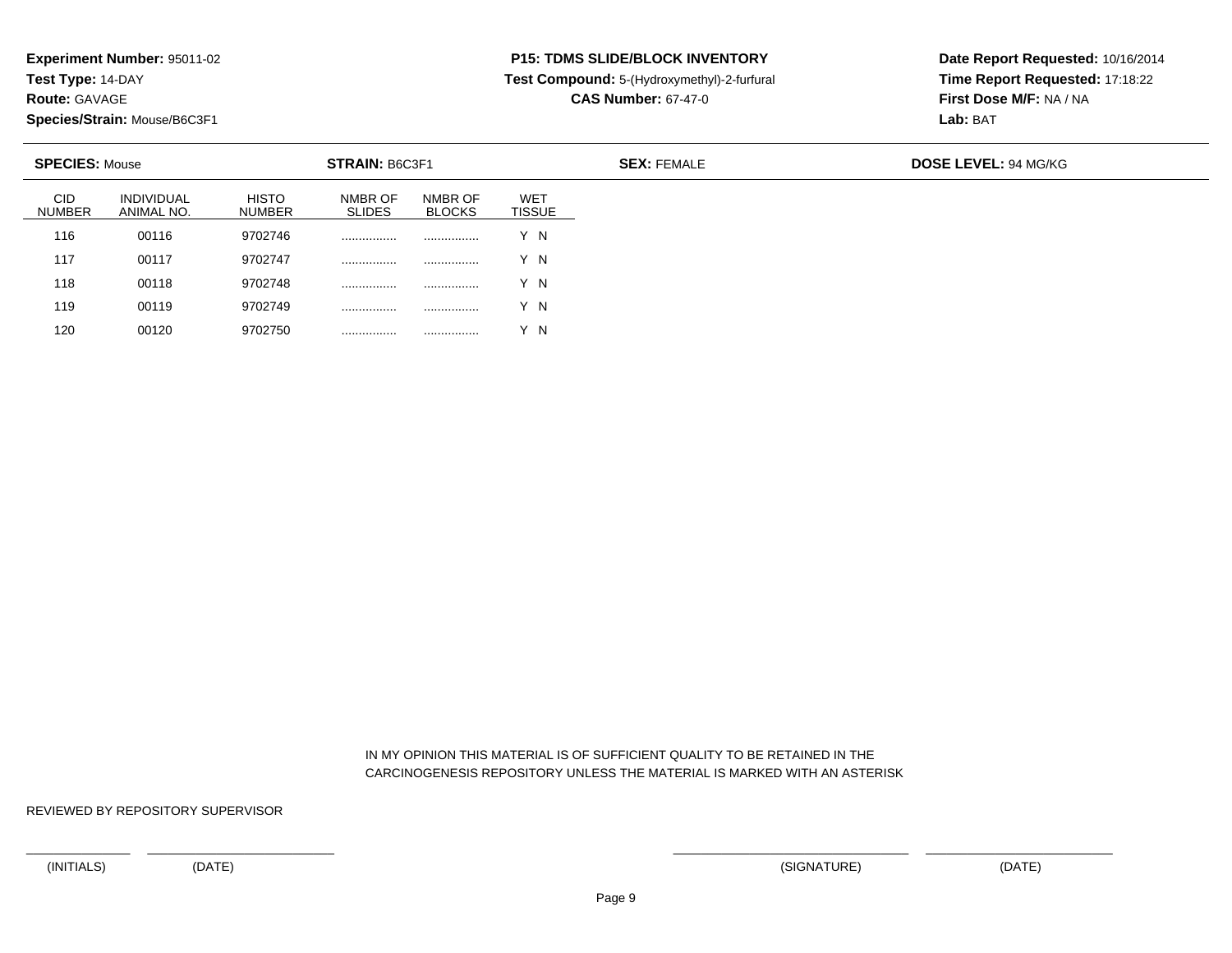**Experiment Number:** 95011-02
**Test Type:** 14-DAY
**Route:** GAVAGE
**Species/Strain:** Mouse/B6C3F1

**P15: TDMS SLIDE/BLOCK INVENTORY**
**Test Compound:** 5-(Hydroxymethyl)-2-furfural
**CAS Number:** 67-47-0

**Date Report Requested:** 10/16/2014
**Time Report Requested:** 17:18:22
**First Dose M/F:** NA / NA
**Lab:** BAT

**SPECIES:** Mouse **STRAIN:** B6C3F1 **SEX:** FEMALE **DOSE LEVEL:** 94 MG/KG

| CID NUMBER | INDIVIDUAL ANIMAL NO. | HISTO NUMBER | NMBR OF SLIDES | NMBR OF BLOCKS | WET TISSUE |
|---|---|---|---|---|---|
| 116 | 00116 | 9702746 | ................ | ................ | Y N |
| 117 | 00117 | 9702747 | ................ | ................ | Y N |
| 118 | 00118 | 9702748 | ................ | ................ | Y N |
| 119 | 00119 | 9702749 | ................ | ................ | Y N |
| 120 | 00120 | 9702750 | ................ | ................ | Y N |

IN MY OPINION THIS MATERIAL IS OF SUFFICIENT QUALITY TO BE RETAINED IN THE CARCINOGENESIS REPOSITORY UNLESS THE MATERIAL IS MARKED WITH AN ASTERISK

REVIEWED BY REPOSITORY SUPERVISOR

(INITIALS) (DATE) (SIGNATURE) (DATE)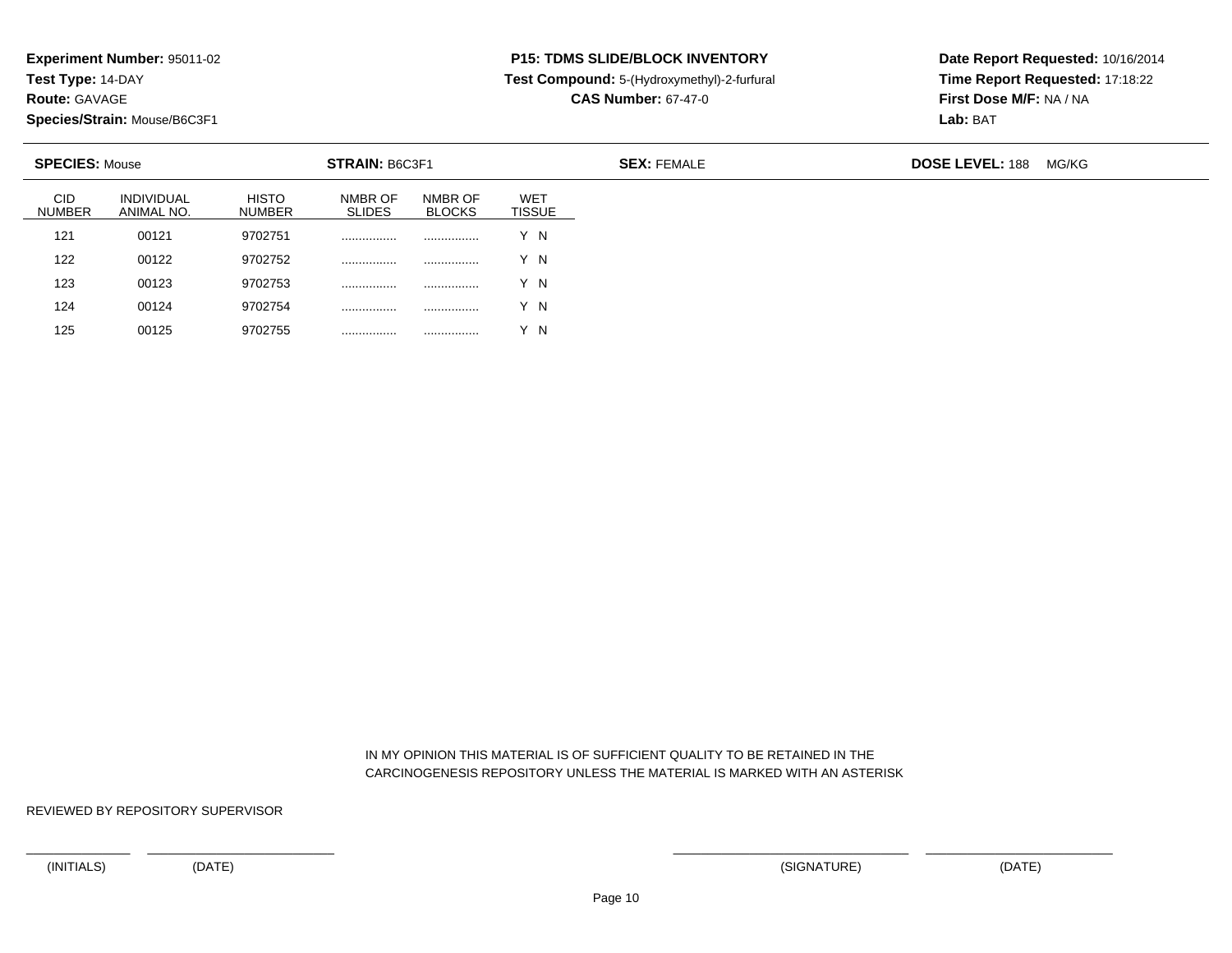**Experiment Number:** 95011-02
**Test Type:** 14-DAY
**Route:** GAVAGE
**Species/Strain:** Mouse/B6C3F1

**P15: TDMS SLIDE/BLOCK INVENTORY**
**Test Compound:** 5-(Hydroxymethyl)-2-furfural
**CAS Number:** 67-47-0

**Date Report Requested:** 10/16/2014
**Time Report Requested:** 17:18:22
**First Dose M/F:** NA / NA
**Lab:** BAT

**SPECIES:** Mouse **STRAIN:** B6C3F1 **SEX:** FEMALE **DOSE LEVEL:** 188 MG/KG

| CID NUMBER | INDIVIDUAL ANIMAL NO. | HISTO NUMBER | NMBR OF SLIDES | NMBR OF BLOCKS | WET TISSUE |
|---|---|---|---|---|---|
| 121 | 00121 | 9702751 | ................ | ................ | Y N |
| 122 | 00122 | 9702752 | ................ | ................ | Y N |
| 123 | 00123 | 9702753 | ................ | ................ | Y N |
| 124 | 00124 | 9702754 | ................ | ................ | Y N |
| 125 | 00125 | 9702755 | ................ | ................ | Y N |

IN MY OPINION THIS MATERIAL IS OF SUFFICIENT QUALITY TO BE RETAINED IN THE CARCINOGENESIS REPOSITORY UNLESS THE MATERIAL IS MARKED WITH AN ASTERISK

REVIEWED BY REPOSITORY SUPERVISOR

(INITIALS) (DATE) (SIGNATURE) (DATE)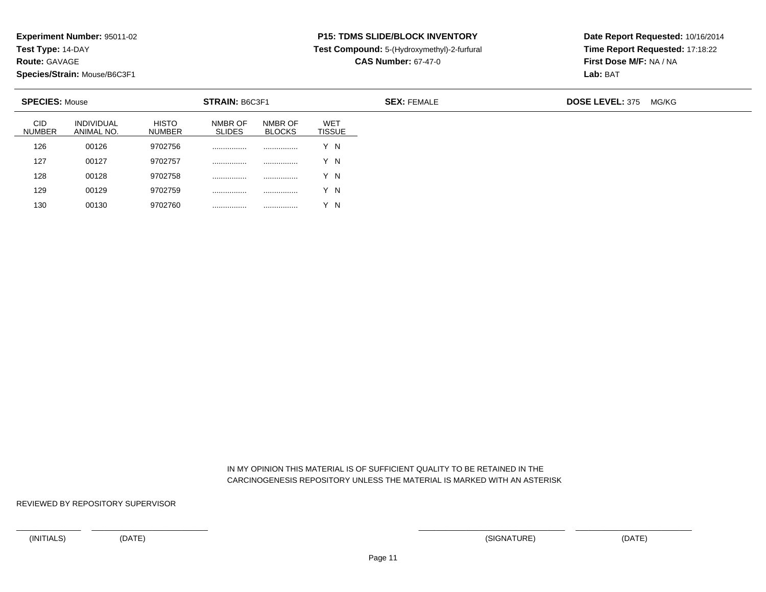**Experiment Number:** 95011-02
**Test Type:** 14-DAY
**Route:** GAVAGE
**Species/Strain:** Mouse/B6C3F1

**P15: TDMS SLIDE/BLOCK INVENTORY**
**Test Compound:** 5-(Hydroxymethyl)-2-furfural
**CAS Number:** 67-47-0

**Date Report Requested:** 10/16/2014
**Time Report Requested:** 17:18:22
**First Dose M/F:** NA / NA
**Lab:** BAT

**SPECIES:** Mouse **STRAIN:** B6C3F1 **SEX:** FEMALE **DOSE LEVEL:** 375 MG/KG

| CID NUMBER | INDIVIDUAL ANIMAL NO. | HISTO NUMBER | NMBR OF SLIDES | NMBR OF BLOCKS | WET TISSUE |
|---|---|---|---|---|---|
| 126 | 00126 | 9702756 | ................ | ................ | Y N |
| 127 | 00127 | 9702757 | ................ | ................ | Y N |
| 128 | 00128 | 9702758 | ................ | ................ | Y N |
| 129 | 00129 | 9702759 | ................ | ................ | Y N |
| 130 | 00130 | 9702760 | ................ | ................ | Y N |

IN MY OPINION THIS MATERIAL IS OF SUFFICIENT QUALITY TO BE RETAINED IN THE CARCINOGENESIS REPOSITORY UNLESS THE MATERIAL IS MARKED WITH AN ASTERISK

REVIEWED BY REPOSITORY SUPERVISOR

(INITIALS) (DATE) (SIGNATURE) (DATE)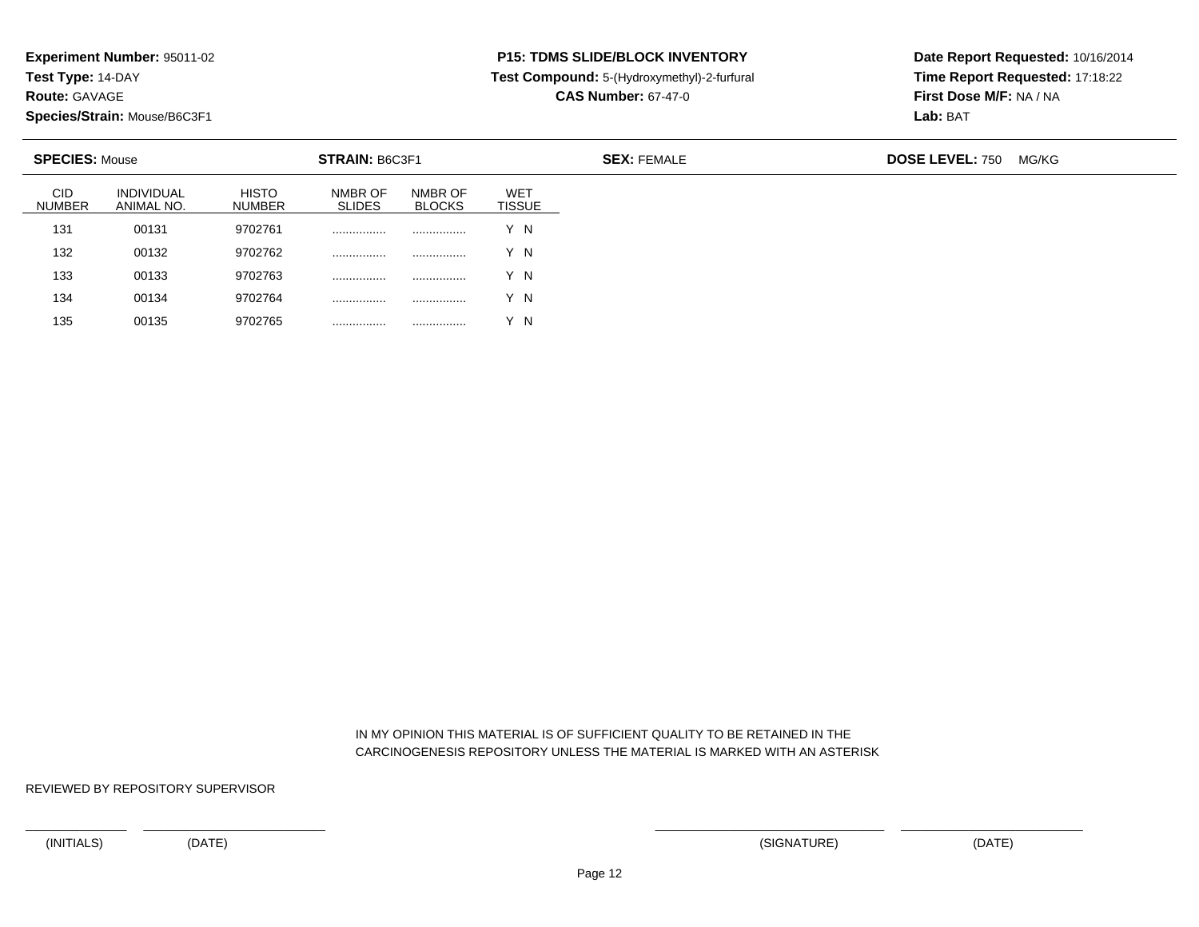**Experiment Number:** 95011-02
**Test Type:** 14-DAY
**Route:** GAVAGE
**Species/Strain:** Mouse/B6C3F1

**P15: TDMS SLIDE/BLOCK INVENTORY**
**Test Compound:** 5-(Hydroxymethyl)-2-furfural
**CAS Number:** 67-47-0

**Date Report Requested:** 10/16/2014
**Time Report Requested:** 17:18:22
**First Dose M/F:** NA / NA
**Lab:** BAT

**SPECIES:** Mouse **STRAIN:** B6C3F1 **SEX:** FEMALE **DOSE LEVEL:** 750 MG/KG

| CID NUMBER | INDIVIDUAL ANIMAL NO. | HISTO NUMBER | NMBR OF SLIDES | NMBR OF BLOCKS | WET TISSUE |
|---|---|---|---|---|---|
| 131 | 00131 | 9702761 | ................ | ................ | Y N |
| 132 | 00132 | 9702762 | ................ | ................ | Y N |
| 133 | 00133 | 9702763 | ................ | ................ | Y N |
| 134 | 00134 | 9702764 | ................ | ................ | Y N |
| 135 | 00135 | 9702765 | ................ | ................ | Y N |

IN MY OPINION THIS MATERIAL IS OF SUFFICIENT QUALITY TO BE RETAINED IN THE CARCINOGENESIS REPOSITORY UNLESS THE MATERIAL IS MARKED WITH AN ASTERISK

REVIEWED BY REPOSITORY SUPERVISOR

(INITIALS) (DATE) (SIGNATURE) (DATE)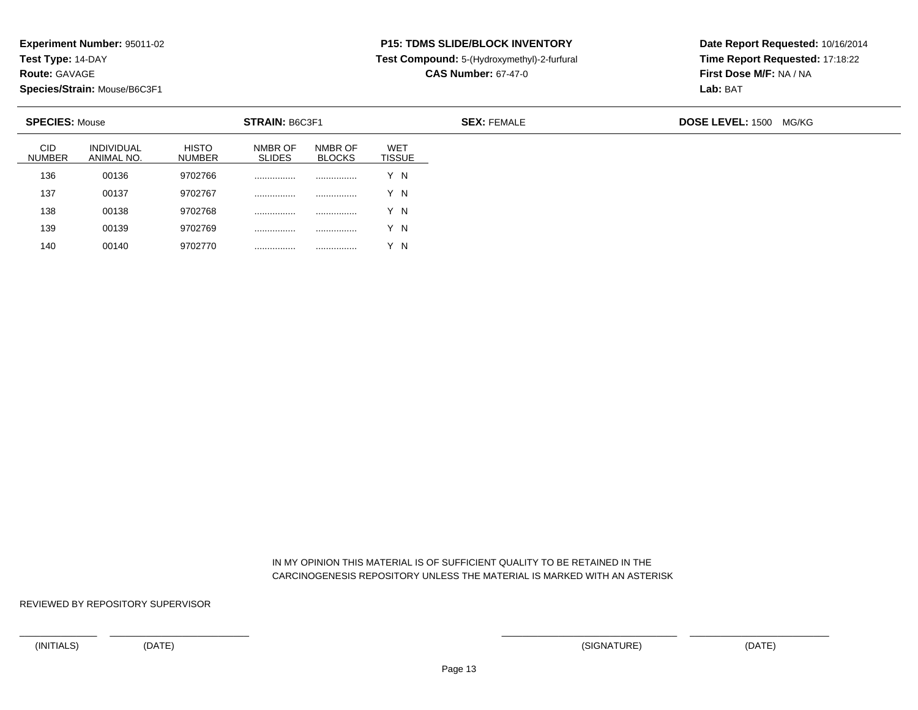**Experiment Number:** 95011-02
**Test Type:** 14-DAY
**Route:** GAVAGE
**Species/Strain:** Mouse/B6C3F1

**P15: TDMS SLIDE/BLOCK INVENTORY**
**Test Compound:** 5-(Hydroxymethyl)-2-furfural
**CAS Number:** 67-47-0

**Date Report Requested:** 10/16/2014
**Time Report Requested:** 17:18:22
**First Dose M/F:** NA / NA
**Lab:** BAT

**SPECIES:** Mouse **STRAIN:** B6C3F1 **SEX:** FEMALE **DOSE LEVEL:** 1500 MG/KG

| CID NUMBER | INDIVIDUAL ANIMAL NO. | HISTO NUMBER | NMBR OF SLIDES | NMBR OF BLOCKS | WET TISSUE |
|---|---|---|---|---|---|
| 136 | 00136 | 9702766 | ................ | ................ | Y N |
| 137 | 00137 | 9702767 | ................ | ................ | Y N |
| 138 | 00138 | 9702768 | ................ | ................ | Y N |
| 139 | 00139 | 9702769 | ................ | ................ | Y N |
| 140 | 00140 | 9702770 | ................ | ................ | Y N |

IN MY OPINION THIS MATERIAL IS OF SUFFICIENT QUALITY TO BE RETAINED IN THE CARCINOGENESIS REPOSITORY UNLESS THE MATERIAL IS MARKED WITH AN ASTERISK

REVIEWED BY REPOSITORY SUPERVISOR

(INITIALS) (DATE) (SIGNATURE) (DATE)